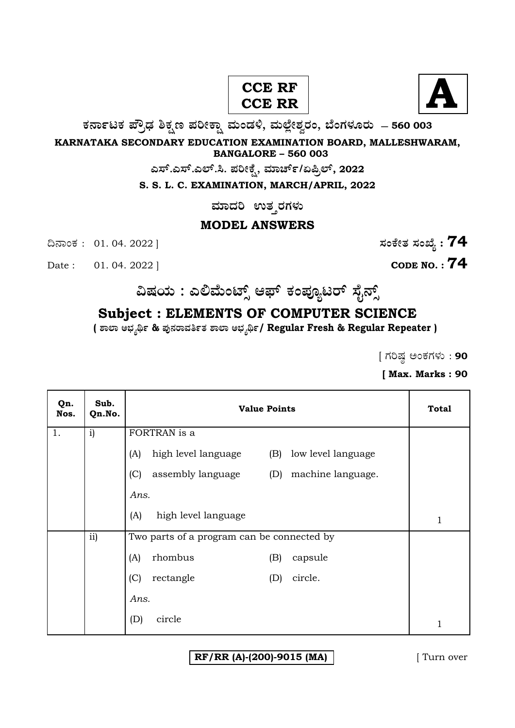**CCE RF**
**CCE RR**

**A**

**ಕರ್ನಾಟಕ ಪ್ರೌಢ ಶಿಕ್ಷಣ ಪರೀಕ್ಷಾ ಮಂಡಳಿ, ಮಲ್ಲೇಶ್ವರಂ, ಬೆಂಗಳೂರು — 560 003**

**KARNATAKA SECONDARY EDUCATION EXAMINATION BOARD, MALLESHWARAM, BANGALORE – 560 003**

**ಎಸ್.ಎಸ್.ಎಲ್.ಸಿ. ಪರೀಕ್ಷೆ, ಮಾರ್ಚ್/ಏಪ್ರಿಲ್, 2022**

**S. S. L. C. EXAMINATION, MARCH/APRIL, 2022**

**ಮಾದರಿ ಉತ್ತರಗಳು**

**MODEL ANSWERS**

ದಿನಾಂಕ : 01. 04. 2022 ] **ಸಂಕೇತ ಸಂಖ್ಯೆ : 74**

Date : 01. 04. 2022 ] **CODE NO. : 74**

# ವಿಷಯ : ಎಲಿಮೆಂಟ್ಸ್ ಆಫ್ ಕಂಪ್ಯೂಟರ್ ಸೈನ್ಸ್

# Subject : ELEMENTS OF COMPUTER SCIENCE

**( ಶಾಲಾ ಅಭ್ಯರ್ಥಿ & ಪುನರಾವರ್ತಿತ ಶಾಲಾ ಅಭ್ಯರ್ಥಿ/ Regular Fresh & Regular Repeater )**

[ ಗರಿಷ್ಠ ಅಂಕಗಳು : **90**

**[ Max. Marks : 90**

| Qn. Nos. | Sub. Qn.No. | Value Points | Total |
|---|---|---|---|
| 1. | i) | FORTRAN is a<br>(A) high level language (B) low level language<br>(C) assembly language (D) machine language.<br>*Ans.*<br>(A) high level language | 1 |
| | ii) | Two parts of a program can be connected by<br>(A) rhombus (B) capsule<br>(C) rectangle (D) circle.<br>*Ans.*<br>(D) circle | 1 |

**RF/RR (A)-(200)-9015 (MA)**

[ Turn over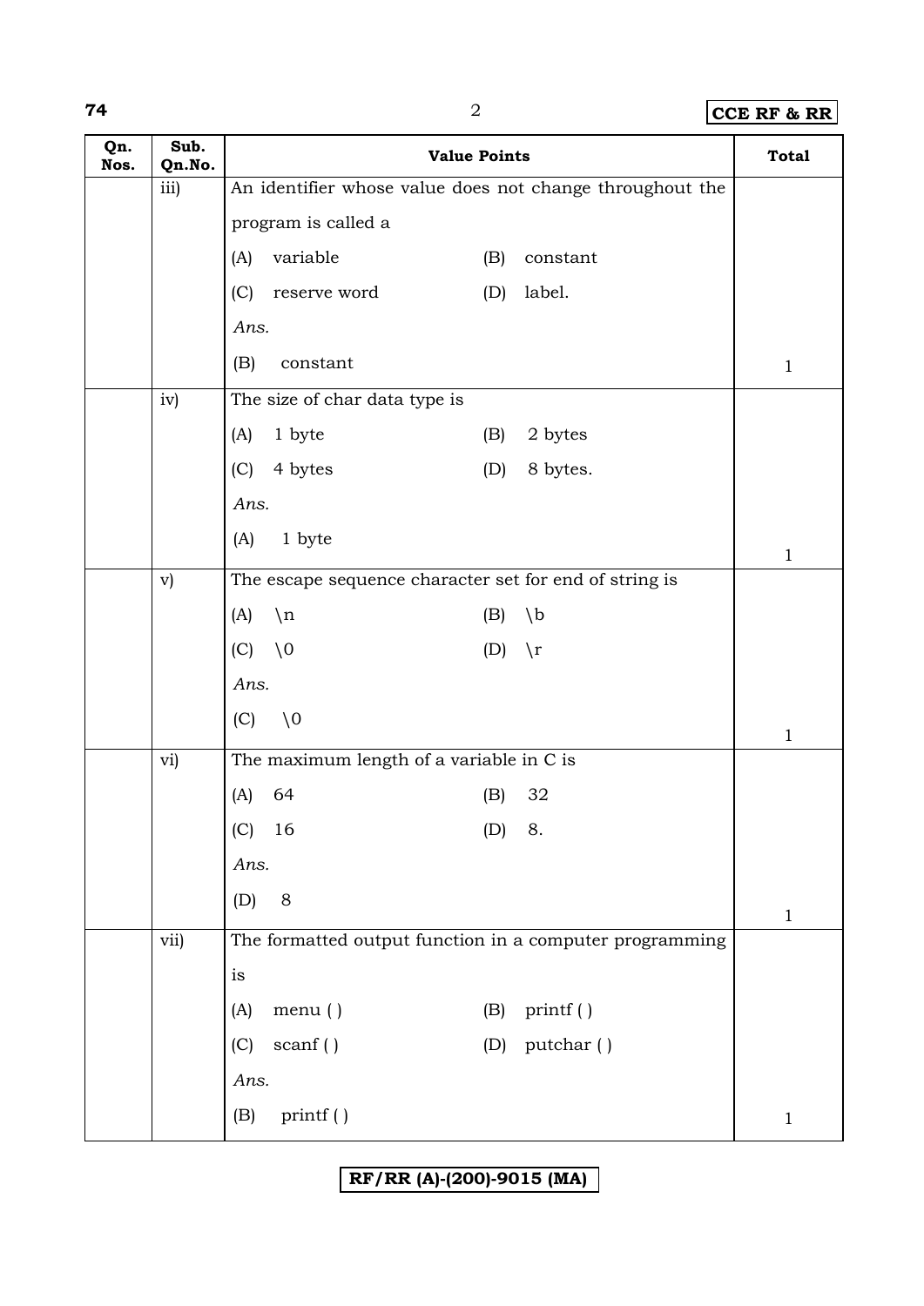| Qn. Nos. | Sub. Qn.No. | Value Points | Total |
|---|---|---|---|
| | iii) | An identifier whose value does not change throughout the program is called a<br>(A) variable (B) constant<br>(C) reserve word (D) label.<br>*Ans.*<br>(B) constant | 1 |
| | iv) | The size of char data type is<br>(A) 1 byte (B) 2 bytes<br>(C) 4 bytes (D) 8 bytes.<br>*Ans.*<br>(A) 1 byte | 1 |
| | v) | The escape sequence character set for end of string is<br>(A) \n (B) \b<br>(C) \0 (D) \r<br>*Ans.*<br>(C) \0 | 1 |
| | vi) | The maximum length of a variable in C is<br>(A) 64 (B) 32<br>(C) 16 (D) 8.<br>*Ans.*<br>(D) 8 | 1 |
| | vii) | The formatted output function in a computer programming is<br>(A) menu ( ) (B) printf ( )<br>(C) scanf ( ) (D) putchar ( )<br>*Ans.*<br>(B) printf ( ) | 1 |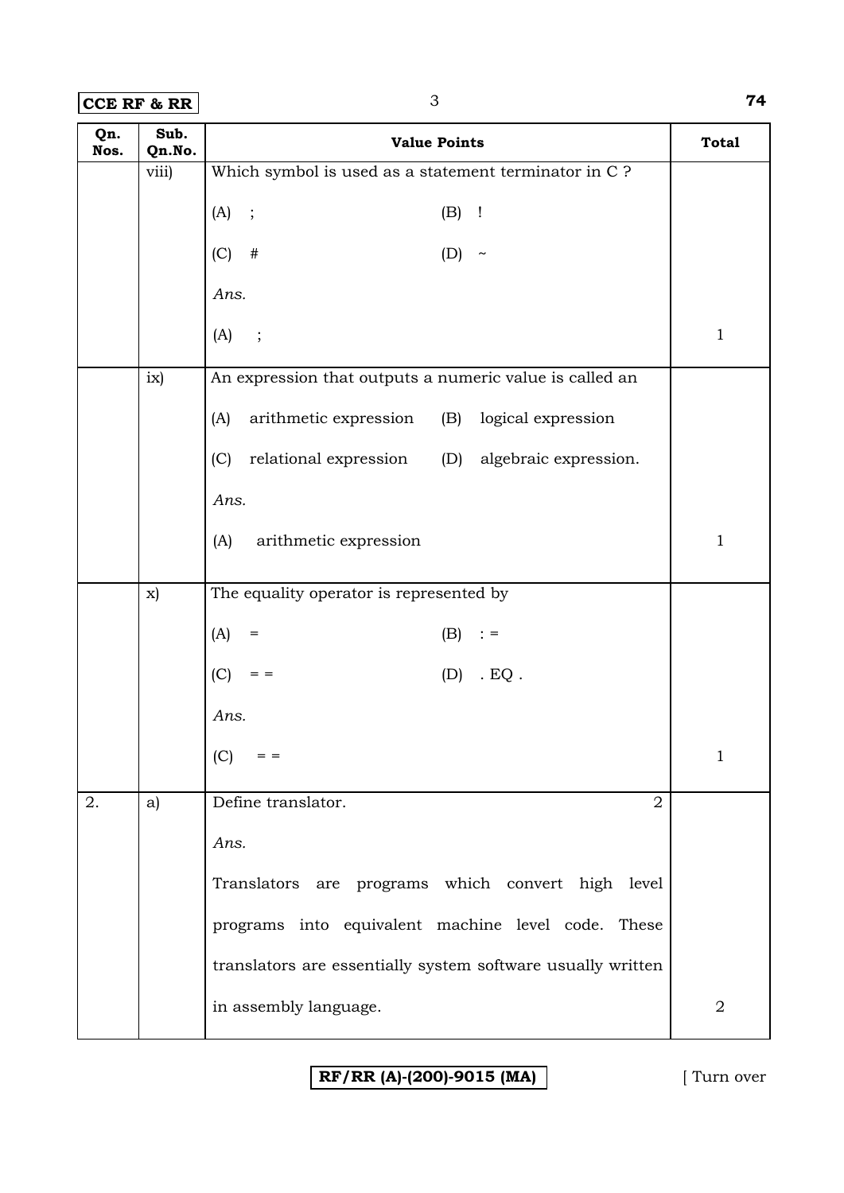| Qn. Nos. | Sub. Qn.No. | Value Points | Total |
|---|---|---|---|
| | viii) | Which symbol is used as a statement terminator in C ?<br><br>(A) ; (B) !<br><br>(C) # (D) ~<br><br>*Ans.*<br><br>(A) ; | 1 |
| | ix) | An expression that outputs a numeric value is called an<br><br>(A) arithmetic expression (B) logical expression<br><br>(C) relational expression (D) algebraic expression.<br><br>*Ans.*<br><br>(A) arithmetic expression | 1 |
| | x) | The equality operator is represented by<br><br>(A) = (B) : =<br><br>(C) = = (D) . EQ .<br><br>*Ans.*<br><br>(C) = = | 1 |
| 2. | a) | Define translator. 2<br><br>*Ans.*<br><br>Translators are programs which convert high level programs into equivalent machine level code. These translators are essentially system software usually written in assembly language. | 2 |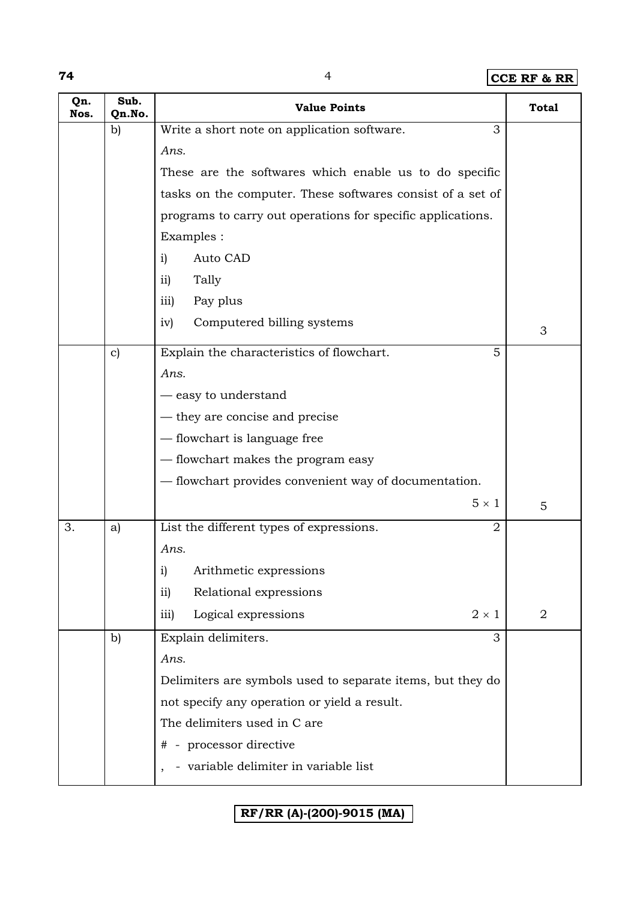| Qn. Nos. | Sub. Qn.No. | Value Points | Total |
|---|---|---|---|
| | b) | Write a short note on application software. 3<br>*Ans.*<br>These are the softwares which enable us to do specific tasks on the computer. These softwares consist of a set of programs to carry out operations for specific applications.<br>Examples :<br>i) Auto CAD<br>ii) Tally<br>iii) Pay plus<br>iv) Computered billing systems | 3 |
| | c) | Explain the characteristics of flowchart. 5<br>*Ans.*<br>— easy to understand<br>— they are concise and precise<br>— flowchart is language free<br>— flowchart makes the program easy<br>— flowchart provides convenient way of documentation.<br>$5 \times 1$ | 5 |
| 3. | a) | List the different types of expressions. 2<br>*Ans.*<br>i) Arithmetic expressions<br>ii) Relational expressions<br>iii) Logical expressions $2 \times 1$ | 2 |
| | b) | Explain delimiters. 3<br>*Ans.*<br>Delimiters are symbols used to separate items, but they do not specify any operation or yield a result.<br>The delimiters used in C are<br># - processor directive<br>, - variable delimiter in variable list | |

RF/RR (A)-(200)-9015 (MA)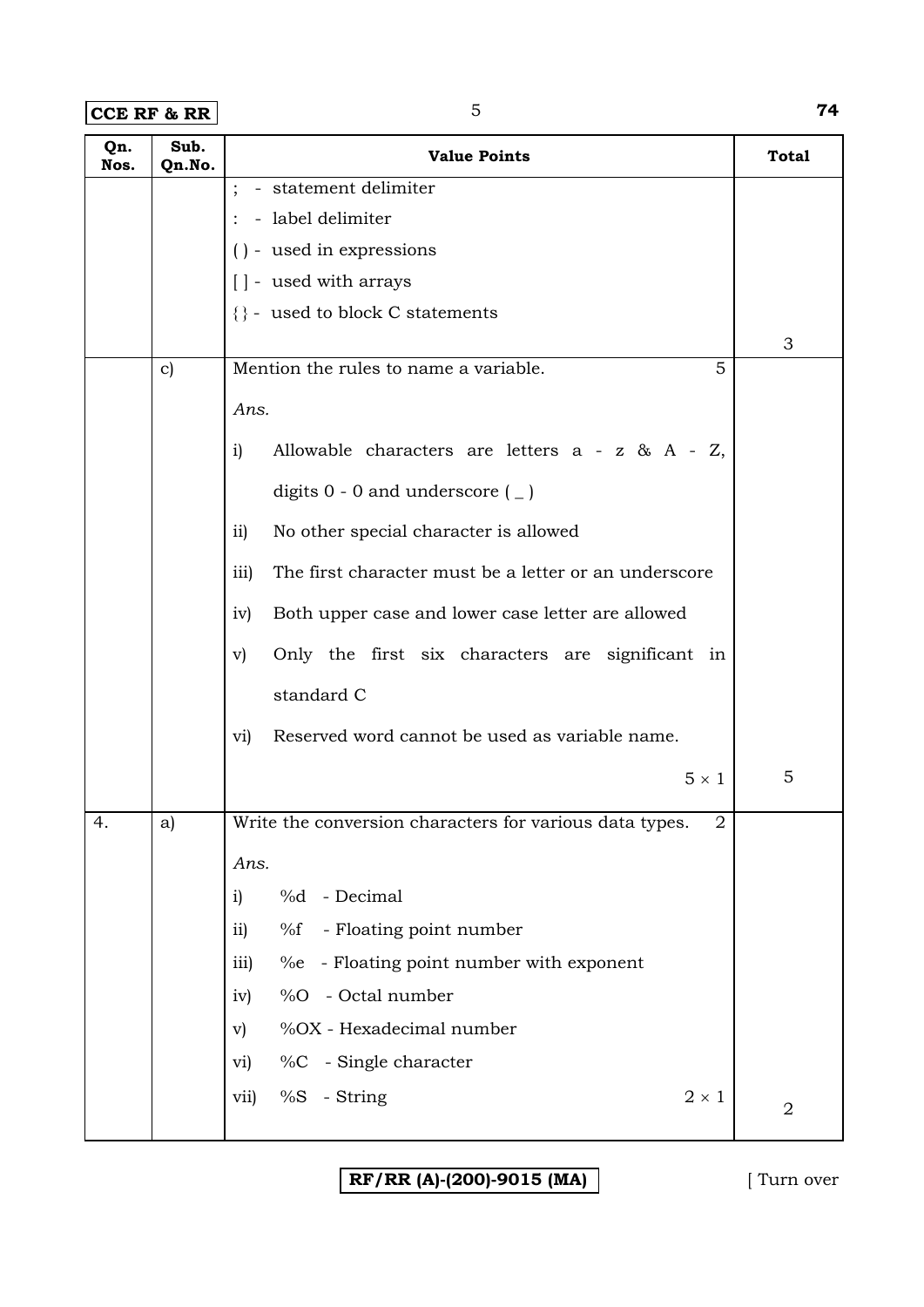| Qn. Nos. | Sub. Qn.No. | Value Points | Total |
|---|---|---|---|
| | | ; - statement delimiter<br>: - label delimiter<br>( ) - used in expressions<br>[ ] - used with arrays<br>{ } - used to block C statements | 3 |
| | c) | Mention the rules to name a variable. 5<br><br>*Ans.*<br><br>i) Allowable characters are letters a - z & A - Z, digits 0 - 0 and underscore ( _ )<br>ii) No other special character is allowed<br>iii) The first character must be a letter or an underscore<br>iv) Both upper case and lower case letter are allowed<br>v) Only the first six characters are significant in standard C<br>vi) Reserved word cannot be used as variable name.<br><br>5 × 1 | 5 |
| 4. | a) | Write the conversion characters for various data types. 2<br><br>*Ans.*<br><br>i) %d - Decimal<br>ii) %f - Floating point number<br>iii) %e - Floating point number with exponent<br>iv) %O - Octal number<br>v) %OX - Hexadecimal number<br>vi) %C - Single character<br>vii) %S - String<br><br>2 × 1 | 2 |

RF/RR (A)-(200)-9015 (MA)

[ Turn over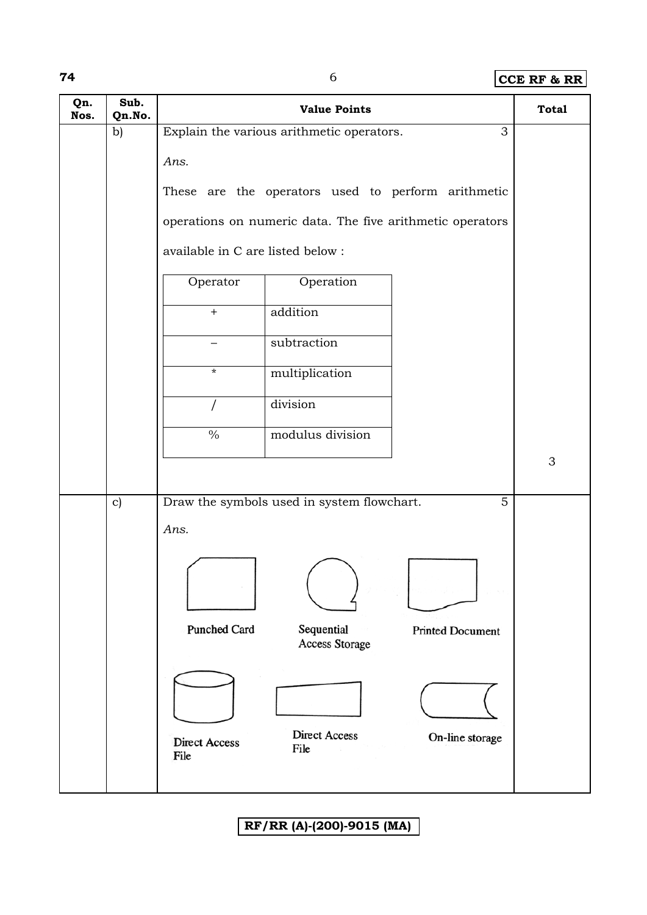| Qn. Nos. | Sub. Qn.No. | Value Points | Total |
|---|---|---|---|
| | b) | Explain the various arithmetic operators. 3 | |
| | | *Ans.* These are the operators used to perform arithmetic operations on numeric data. The five arithmetic operators available in C are listed below : | |

| Operator | Operation |
|---|---|
| + | addition |
| – | subtraction |
| * | multiplication |
| / | division |
| % | modulus division |

3

| Qn. Nos. | Sub. Qn.No. | Value Points | Total |
|---|---|---|---|
| | c) | Draw the symbols used in system flowchart. 5 | |

*Ans.*

Punched Card

Sequential Access Storage

Printed Document

Direct Access File

Direct Access File

On-line storage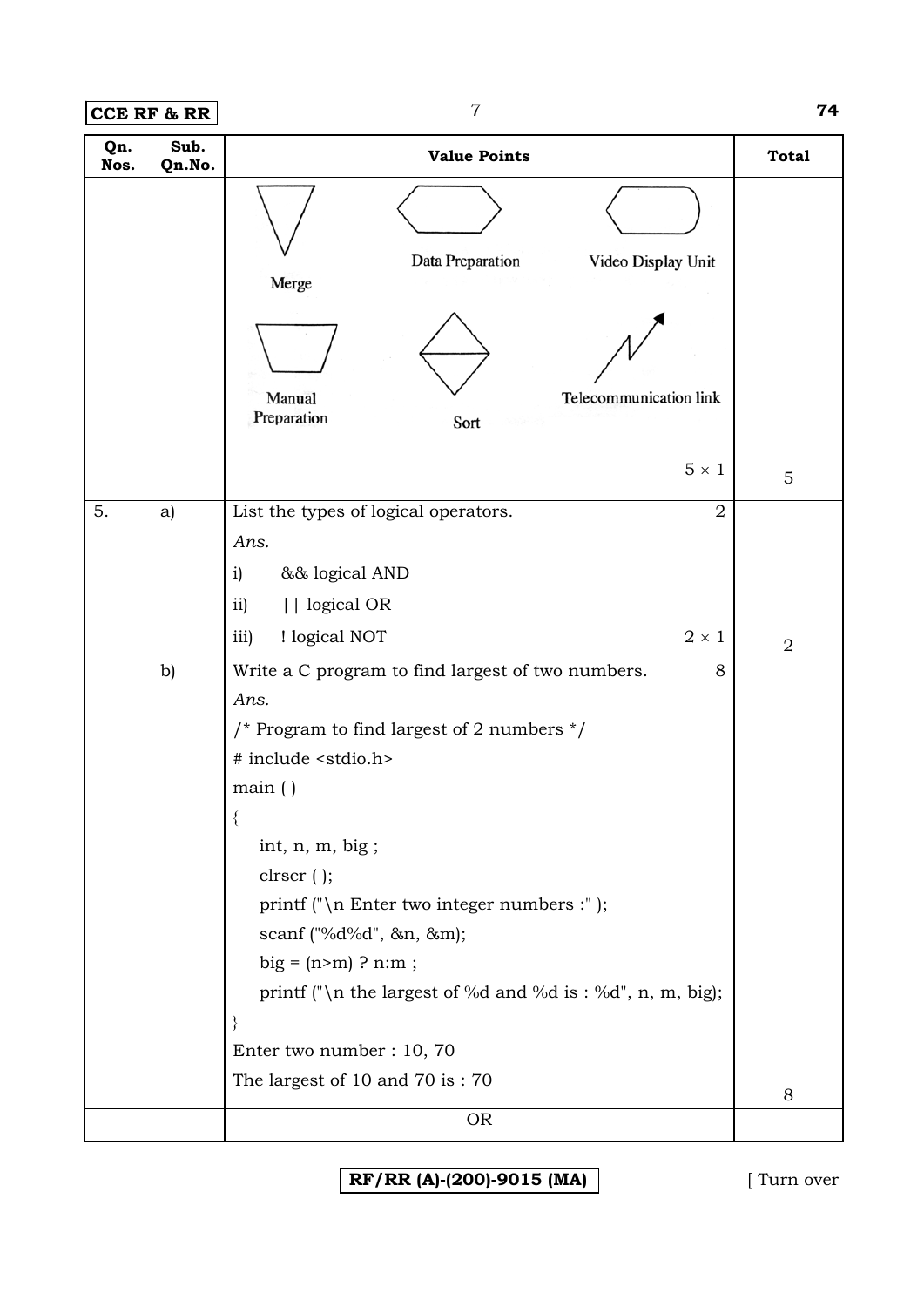| Qn. Nos. | Sub. Qn.No. | Value Points | Total |
|---|---|---|---|
| | | Merge, Data Preparation, Video Display Unit, Manual Preparation, Sort, Telecommunication link $5 \times 1$ | 5 |
| 5. | a) | List the types of logical operators. 2<br>*Ans.*<br>i) && logical AND<br>ii) \|\| logical OR<br>iii) ! logical NOT $2 \times 1$ | 2 |
| | b) | Write a C program to find largest of two numbers. 8<br>*Ans.* | 8 |

```
/* Program to find largest of 2 numbers */
# include <stdio.h>
main ( )
{
    int, n, m, big ;
    clrscr ( );
    printf ("\n Enter two integer numbers :" );
    scanf ("%d%d", &n, &m);
    big = (n>m) ? n:m ;
    printf ("\n the largest of %d and %d is : %d", n, m, big);
}
Enter two number : 10, 70
The largest of 10 and 70 is : 70
```

OR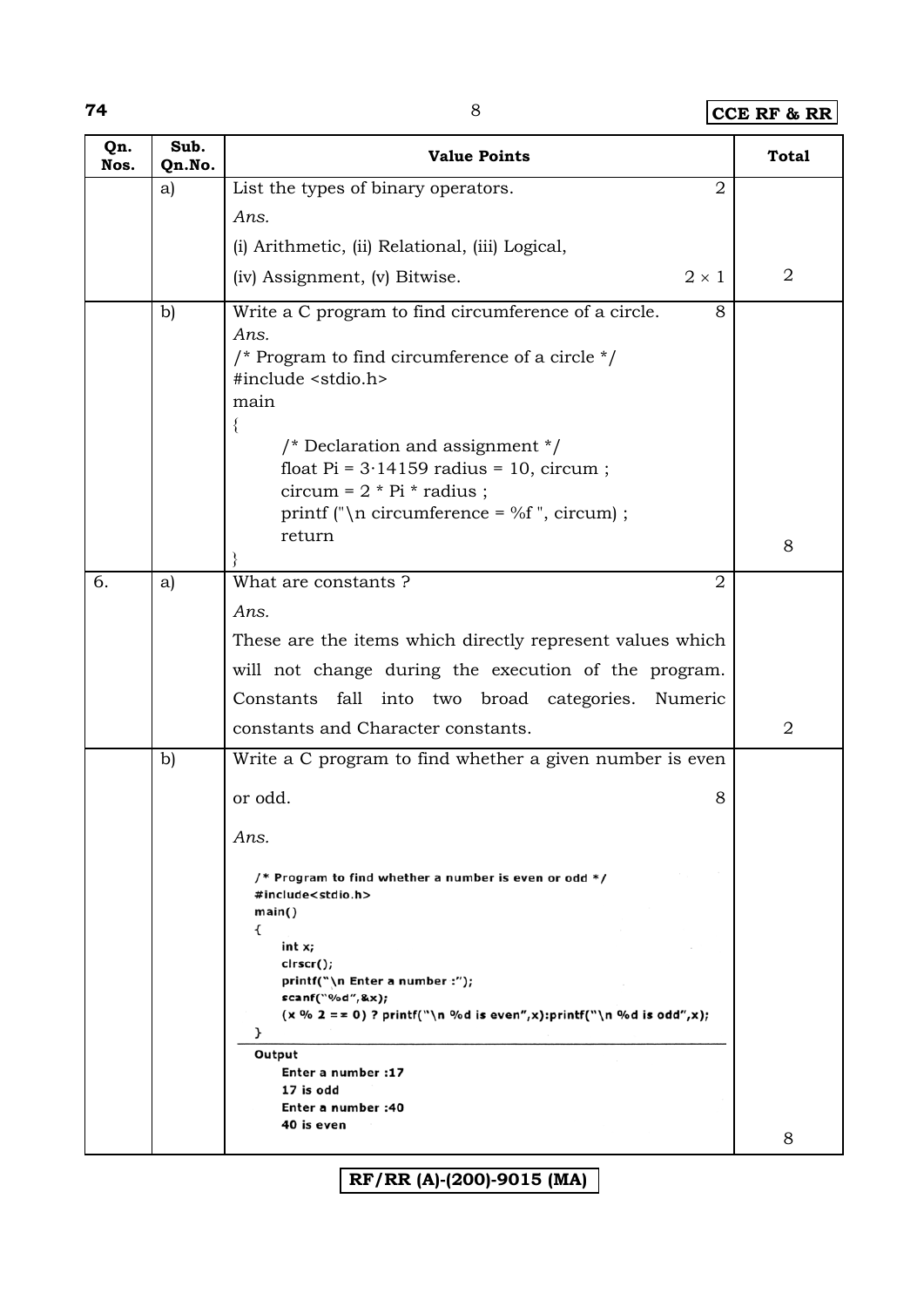| Qn. Nos. | Sub. Qn.No. | Value Points | Total |
|---|---|---|---|
| | a) | List the types of binary operators. 2<br>*Ans.*<br>(i) Arithmetic, (ii) Relational, (iii) Logical,<br>(iv) Assignment, (v) Bitwise. $2 \times 1$ | 2 |
| | b) | Write a C program to find circumference of a circle. 8<br>*Ans.*<br>/* Program to find circumference of a circle */<br>#include <stdio.h><br>main<br>{<br>/* Declaration and assignment */<br>float Pi = 3·14159 radius = 10, circum ;<br>circum = 2 * Pi * radius ;<br>printf ("\n circumference = %f ", circum) ;<br>return<br>} | 8 |
| 6. | a) | What are constants ? 2<br>*Ans.*<br>These are the items which directly represent values which will not change during the execution of the program. Constants fall into two broad categories. Numeric constants and Character constants. | 2 |
| | b) | Write a C program to find whether a given number is even or odd. 8<br>*Ans.*<br>/* Program to find whether a number is even or odd */<br>#include<stdio.h><br>main()<br>{<br>int x;<br>clrscr();<br>printf("\n Enter a number :");<br>scanf("%d",&x);<br>(x % 2 = = 0) ? printf("\n %d is even",x):printf("\n %d is odd",x);<br>}<br>Output<br>Enter a number :17<br>17 is odd<br>Enter a number :40<br>40 is even | 8 |

RF/RR (A)-(200)-9015 (MA)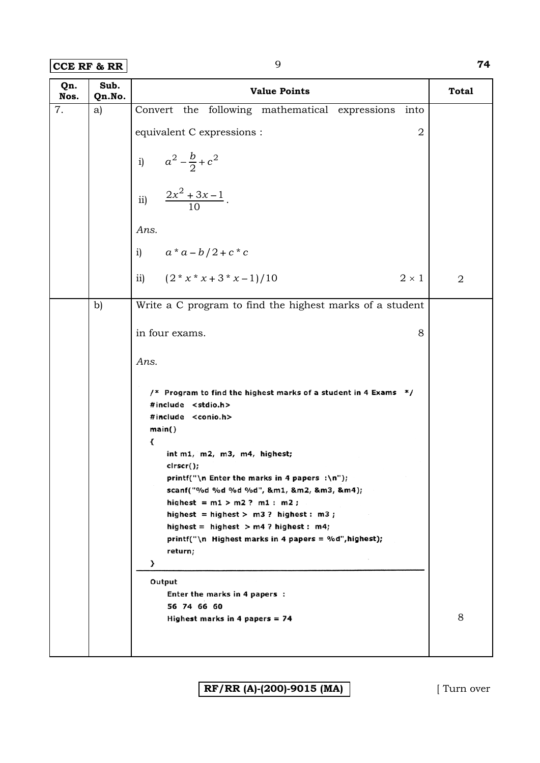| Qn. Nos. | Sub. Qn.No. | Value Points | Total |
|---|---|---|---|
| 7. | a) | Convert the following mathematical expressions into equivalent C expressions : 2<br><br>i) $a^2 - \frac{b}{2} + c^2$<br><br>ii) $\frac{2x^2 + 3x - 1}{10}$ .<br><br>*Ans.*<br><br>i) $a * a - b / 2 + c * c$<br><br>ii) $(2 * x * x + 3 * x - 1)/10$ $2 \times 1$ | 2 |
| | b) | Write a C program to find the highest marks of a student in four exams. 8<br><br>*Ans.* | |

```
/* Program to find the highest marks of a student in 4 Exams */
#include <stdio.h>
#include <conio.h>
main()
{
    int m1, m2, m3, m4, highest;
    clrscr();
    printf("\n Enter the marks in 4 papers :\n");
    scanf("%d %d %d %d", &m1, &m2, &m3, &m4);
    highest = m1 > m2 ? m1 : m2 ;
    highest = highest > m3 ? highest : m3 ;
    highest = highest > m4 ? highest : m4;
    printf("\n Highest marks in 4 papers = %d",highest);
    return;
}
```

```
Output
    Enter the marks in 4 papers :
    56 74 66 60
    Highest marks in 4 papers = 74
```

Total: 8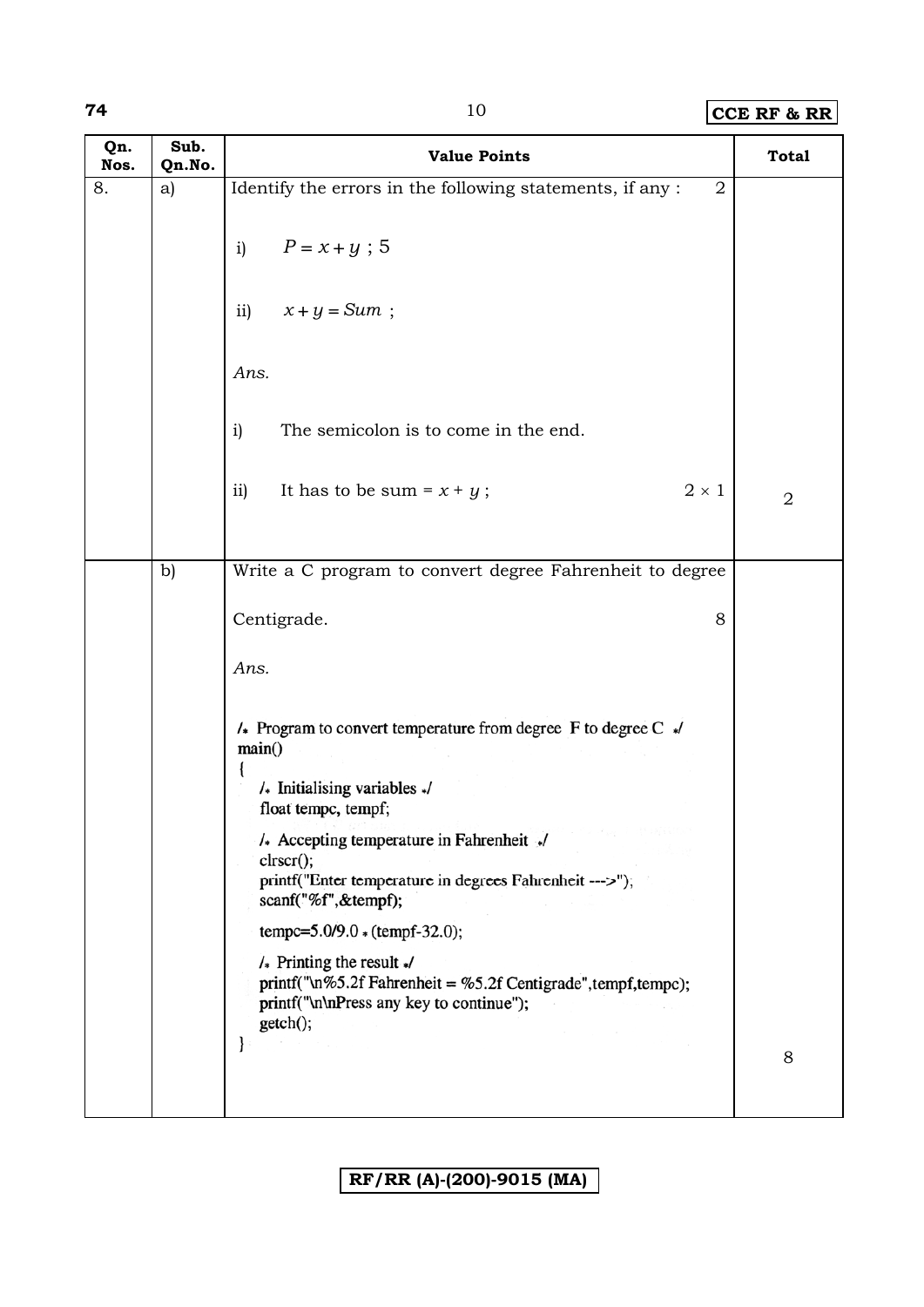| Qn. Nos. | Sub. Qn.No. | Value Points | Total |
|---|---|---|---|
| 8. | a) | Identify the errors in the following statements, if any : 2<br><br>i) $P = x + y$ ; 5<br><br>ii) $x + y = Sum$ ;<br><br>*Ans.*<br><br>i) The semicolon is to come in the end.<br><br>ii) It has to be sum = $x + y$ ; 2 × 1 | 2 |
| | b) | Write a C program to convert degree Fahrenheit to degree Centigrade. 8<br><br>*Ans.* | 8 |

```
/* Program to convert temperature from degree F to degree C */
main()
{
   /* Initialising variables */
   float tempc, tempf;

   /* Accepting temperature in Fahrenheit */
   clrscr();
   printf("Enter temperature in degrees Fahrenheit --->");
   scanf("%f",&tempf);

   tempc=5.0/9.0 * (tempf-32.0);

   /* Printing the result */
   printf("\n%5.2f Fahrenheit = %5.2f Centigrade",tempf,tempc);
   printf("\n\nPress any key to continue");
   getch();
}
```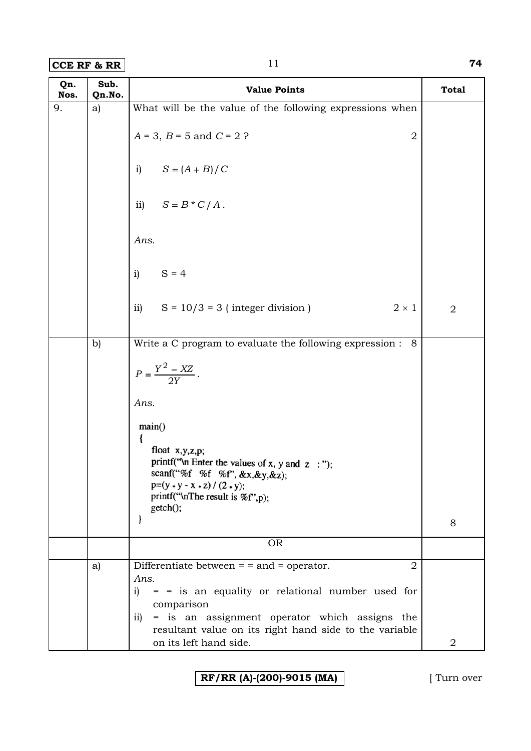| Qn. Nos. | Sub. Qn.No. | Value Points | Total |
|---|---|---|---|
| 9. | a) | What will be the value of the following expressions when $A = 3$, $B = 5$ and $C = 2$ ? 2<br><br>i) $S = (A + B) / C$<br><br>ii) $S = B * C / A$.<br><br>*Ans.*<br><br>i) S = 4<br><br>ii) S = 10/3 = 3 ( integer division ) 2 × 1 | 2 |
| | b) | Write a C program to evaluate the following expression : 8<br><br>$P = \frac{Y^2 - XZ}{2Y}$.<br><br>*Ans.*<br><br>`main()`<br>`{`<br>`float x,y,z,p;`<br>`printf("\n Enter the values of x, y and z : ");`<br>`scanf("%f %f %f", &x,&y,&z);`<br>`p=(y * y - x * z) / (2 * y);`<br>`printf("\nThe result is %f",p);`<br>`getch();`<br>`}` | 8 |
| | | OR | |
| | a) | Differentiate between = = and = operator. 2<br>*Ans.*<br>i) = = is an equality or relational number used for comparison<br>ii) = is an assignment operator which assigns the resultant value on its right hand side to the variable on its left hand side. | 2 |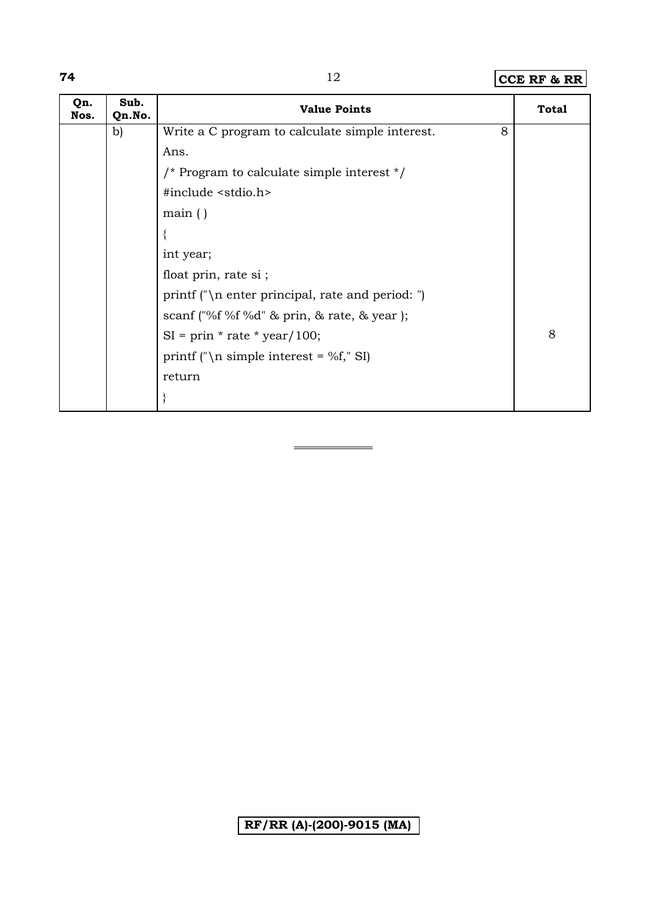| Qn. Nos. | Sub. Qn.No. | Value Points | | Total |
|---|---|---|---|---|
| | b) | Write a C program to calculate simple interest. | 8 | |
| | | Ans. | | |
| | | /* Program to calculate simple interest */ | | |
| | | #include <stdio.h> | | |
| | | main ( ) | | |
| | | { | | |
| | | int year; | | |
| | | float prin, rate si ; | | |
| | | printf ("\n enter principal, rate and period: ") | | |
| | | scanf ("%f %f %d" & prin, & rate, & year ); | | |
| | | SI = prin * rate * year/100; | | 8 |
| | | printf ("\n simple interest = %f," SI) | | |
| | | return | | |
| | | } | | |

RF/RR (A)-(200)-9015 (MA)